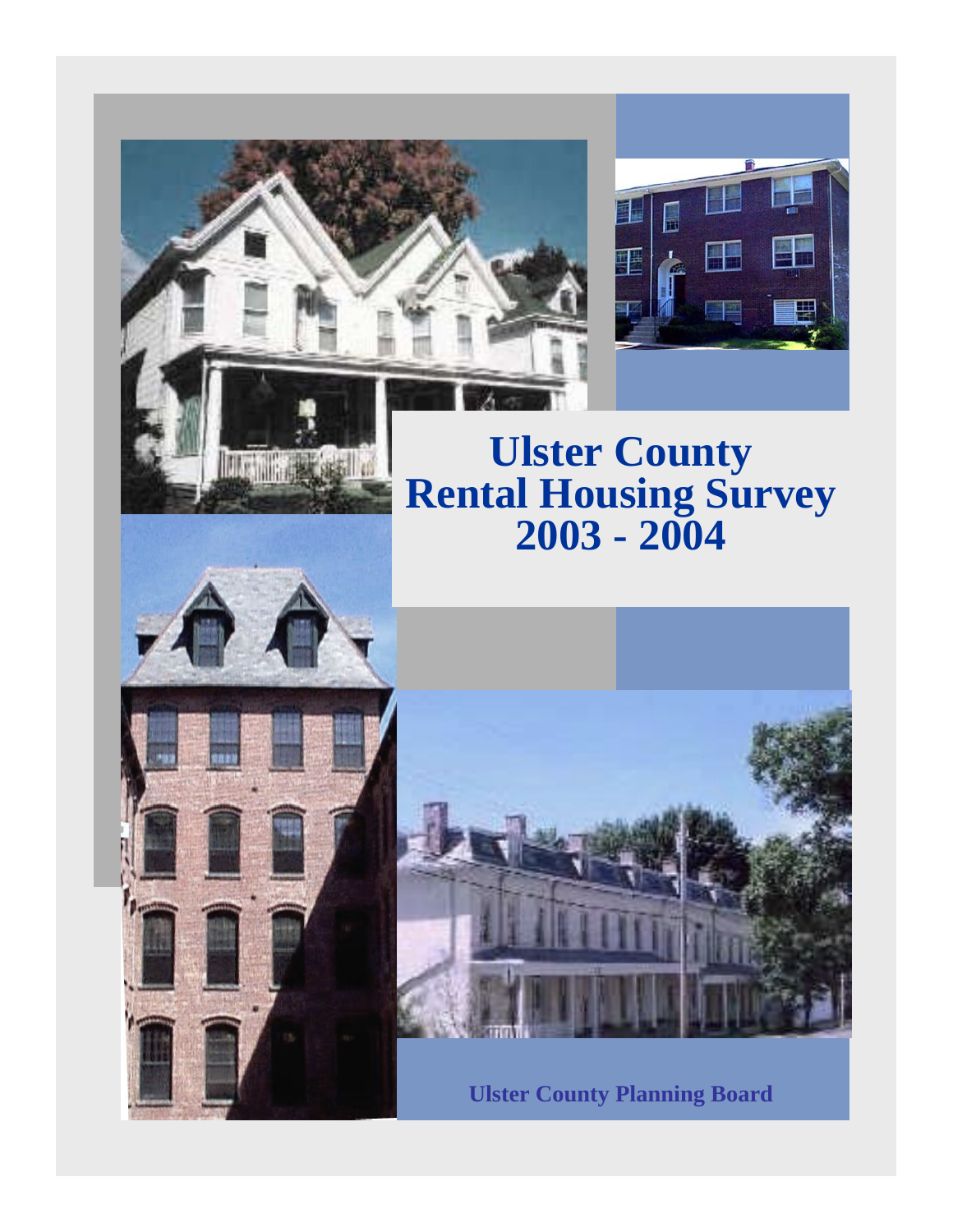# Ulster County Rental Housing Survey 2003 - 2004

**Ulster County Planning Board**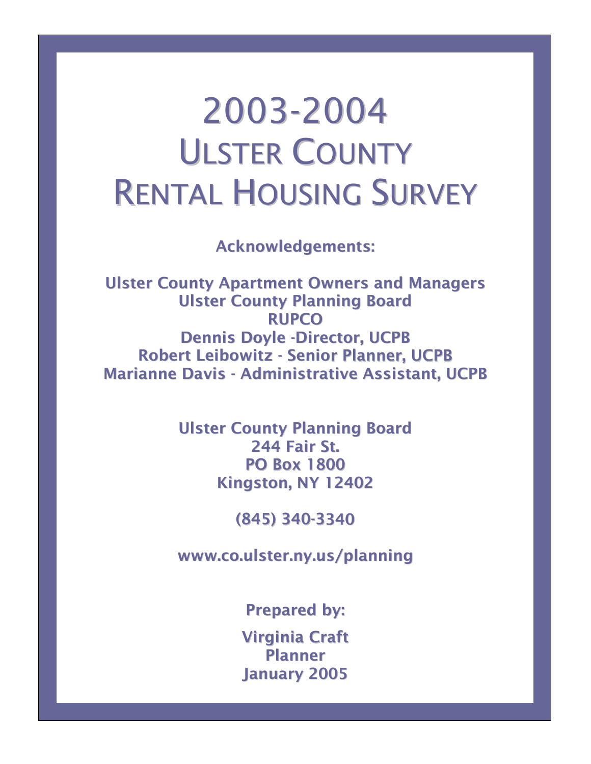# 2003-2004 ULSTER COUNTY RENTAL HOUSING SURVEY

**Acknowledgements:**

**Ulster County Apartment Owners and Managers**
**Ulster County Planning Board**
**RUPCO**
**Dennis Doyle -Director, UCPB**
**Robert Leibowitz - Senior Planner, UCPB**
**Marianne Davis - Administrative Assistant, UCPB**

**Ulster County Planning Board**
**244 Fair St.**
**PO Box 1800**
**Kingston, NY 12402**

**(845) 340-3340**

**www.co.ulster.ny.us/planning**

**Prepared by:**

**Virginia Craft**
**Planner**
**January 2005**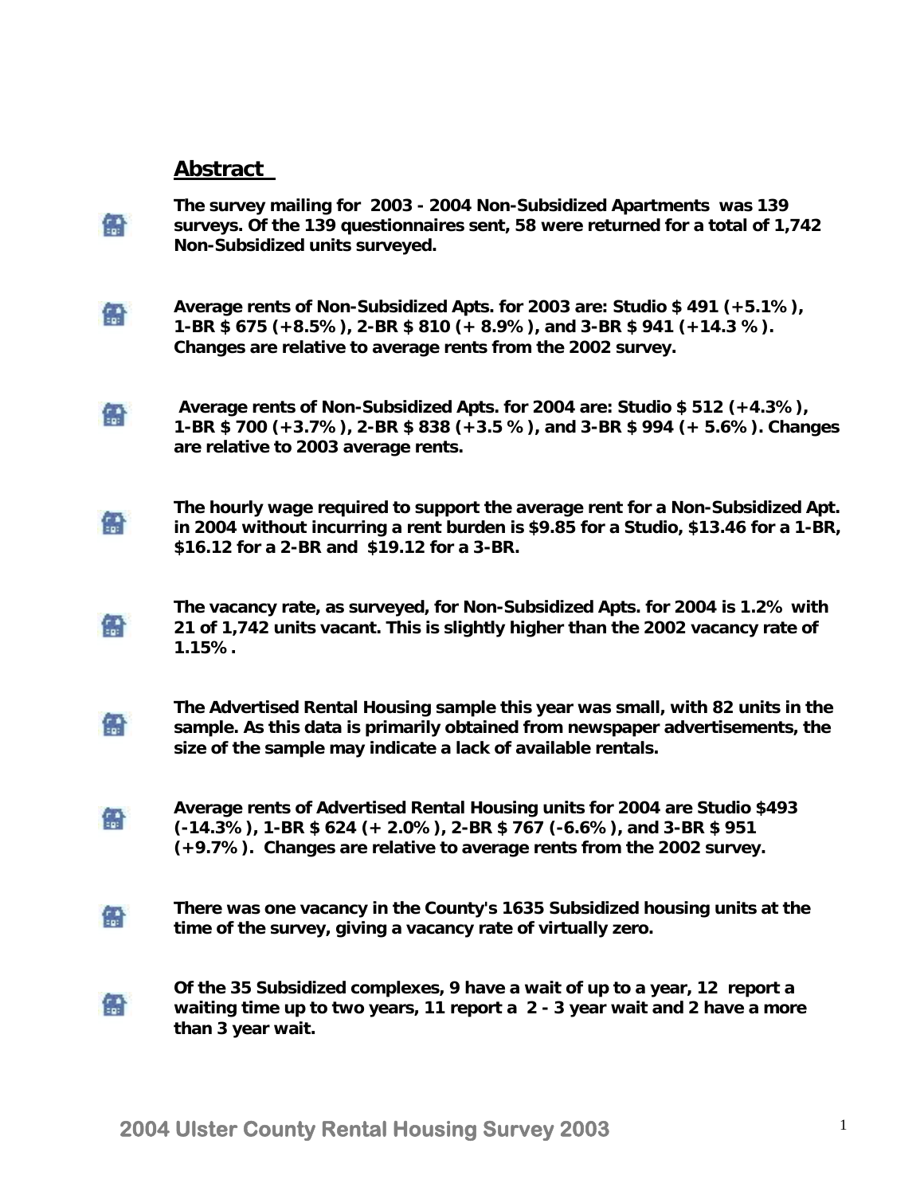## Abstract

- **The survey mailing for 2003 - 2004 Non-Subsidized Apartments was 139 surveys. Of the 139 questionnaires sent, 58 were returned for a total of 1,742 Non-Subsidized units surveyed.**

- **Average rents of Non-Subsidized Apts. for 2003 are: Studio $ 491 (+5.1%), 1-BR $ 675 (+8.5%), 2-BR $ 810 (+ 8.9%), and 3-BR $ 941 (+14.3 %). Changes are relative to average rents from the 2002 survey.**

- **Average rents of Non-Subsidized Apts. for 2004 are: Studio $ 512 (+4.3%), 1-BR $ 700 (+3.7%), 2-BR $ 838 (+3.5 %), and 3-BR $ 994 (+ 5.6%). Changes are relative to 2003 average rents.**

- **The hourly wage required to support the average rent for a Non-Subsidized Apt. in 2004 without incurring a rent burden is $9.85 for a Studio, $13.46 for a 1-BR, $16.12 for a 2-BR and $19.12 for a 3-BR.**

- **The vacancy rate, as surveyed, for Non-Subsidized Apts. for 2004 is 1.2% with 21 of 1,742 units vacant. This is slightly higher than the 2002 vacancy rate of 1.15%.**

- **The Advertised Rental Housing sample this year was small, with 82 units in the sample. As this data is primarily obtained from newspaper advertisements, the size of the sample may indicate a lack of available rentals.**

- **Average rents of Advertised Rental Housing units for 2004 are Studio $493 (-14.3%), 1-BR $ 624 (+ 2.0%), 2-BR $ 767 (-6.6%), and 3-BR $ 951 (+9.7%). Changes are relative to average rents from the 2002 survey.**

- **There was one vacancy in the County's 1635 Subsidized housing units at the time of the survey, giving a vacancy rate of virtually zero.**

- **Of the 35 Subsidized complexes, 9 have a wait of up to a year, 12 report a waiting time up to two years, 11 report a 2 - 3 year wait and 2 have a more than 3 year wait.**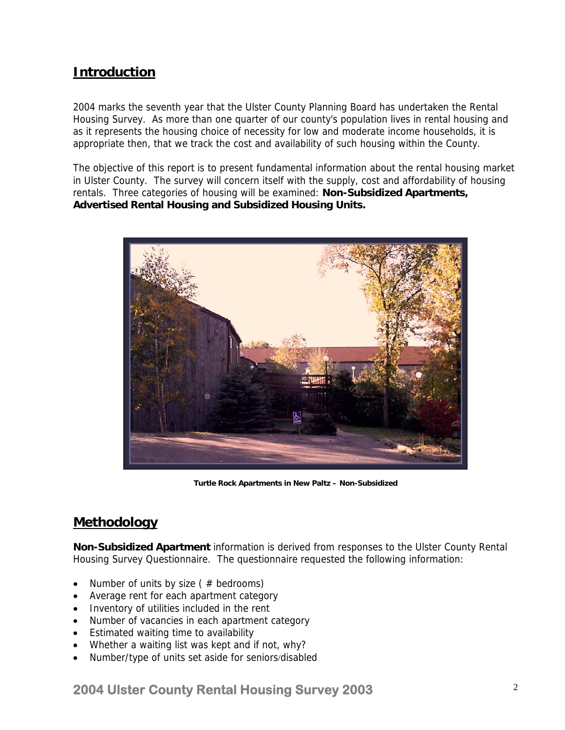## Introduction

2004 marks the seventh year that the Ulster County Planning Board has undertaken the Rental Housing Survey. As more than one quarter of our county's population lives in rental housing and as it represents the housing choice of necessity for low and moderate income households, it is appropriate then, that we track the cost and availability of such housing within the County.

The objective of this report is to present fundamental information about the rental housing market in Ulster County. The survey will concern itself with the supply, cost and affordability of housing rentals. Three categories of housing will be examined: **Non-Subsidized Apartments, Advertised Rental Housing and Subsidized Housing Units.**

**Turtle Rock Apartments in New Paltz – Non-Subsidized**

## Methodology

**Non-Subsidized Apartment** information is derived from responses to the Ulster County Rental Housing Survey Questionnaire. The questionnaire requested the following information:

- Number of units by size ( # bedrooms)
- Average rent for each apartment category
- Inventory of utilities included in the rent
- Number of vacancies in each apartment category
- Estimated waiting time to availability
- Whether a waiting list was kept and if not, why?
- Number/type of units set aside for seniors/disabled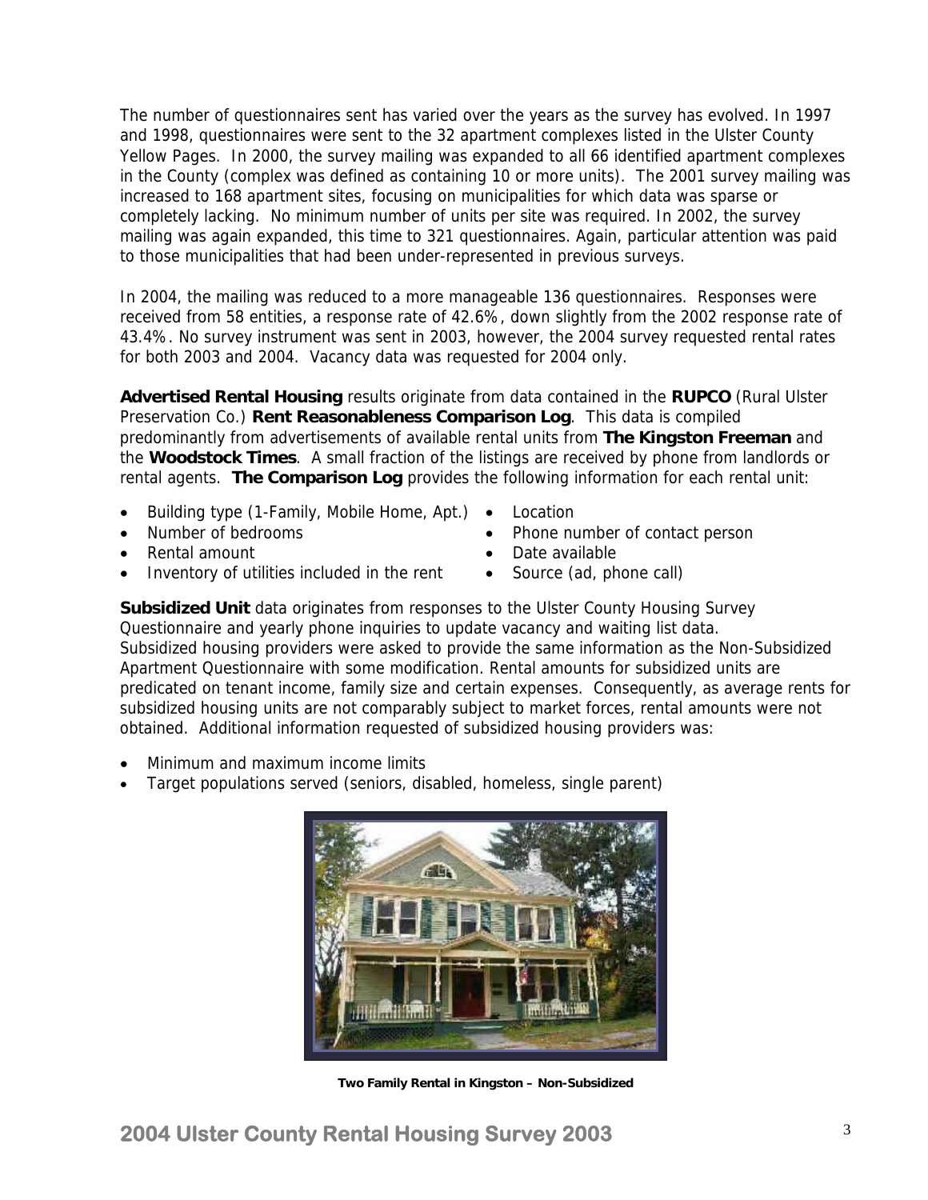The number of questionnaires sent has varied over the years as the survey has evolved. In 1997 and 1998, questionnaires were sent to the 32 apartment complexes listed in the Ulster County Yellow Pages. In 2000, the survey mailing was expanded to all 66 identified apartment complexes in the County (complex was defined as containing 10 or more units). The 2001 survey mailing was increased to 168 apartment sites, focusing on municipalities for which data was sparse or completely lacking. No minimum number of units per site was required. In 2002, the survey mailing was again expanded, this time to 321 questionnaires. Again, particular attention was paid to those municipalities that had been under-represented in previous surveys.

In 2004, the mailing was reduced to a more manageable 136 questionnaires. Responses were received from 58 entities, a response rate of 42.6%, down slightly from the 2002 response rate of 43.4%. No survey instrument was sent in 2003, however, the 2004 survey requested rental rates for both 2003 and 2004. Vacancy data was requested for 2004 only.

**Advertised Rental Housing** results originate from data contained in the **RUPCO** (Rural Ulster Preservation Co.) **Rent Reasonableness Comparison Log**. This data is compiled predominantly from advertisements of available rental units from **The Kingston Freeman** and the **Woodstock Times**. A small fraction of the listings are received by phone from landlords or rental agents. **The Comparison Log** provides the following information for each rental unit:

- Building type (1-Family, Mobile Home, Apt.)
- Number of bedrooms
- Rental amount
- Inventory of utilities included in the rent
- Location
- Phone number of contact person
- Date available
- Source (ad, phone call)

**Subsidized Unit** data originates from responses to the Ulster County Housing Survey Questionnaire and yearly phone inquiries to update vacancy and waiting list data. Subsidized housing providers were asked to provide the same information as the Non-Subsidized Apartment Questionnaire with some modification. Rental amounts for subsidized units are predicated on tenant income, family size and certain expenses. Consequently, as average rents for subsidized housing units are not comparably subject to market forces, rental amounts were not obtained. Additional information requested of subsidized housing providers was:

- Minimum and maximum income limits
- Target populations served (seniors, disabled, homeless, single parent)

**Two Family Rental in Kingston – Non-Subsidized**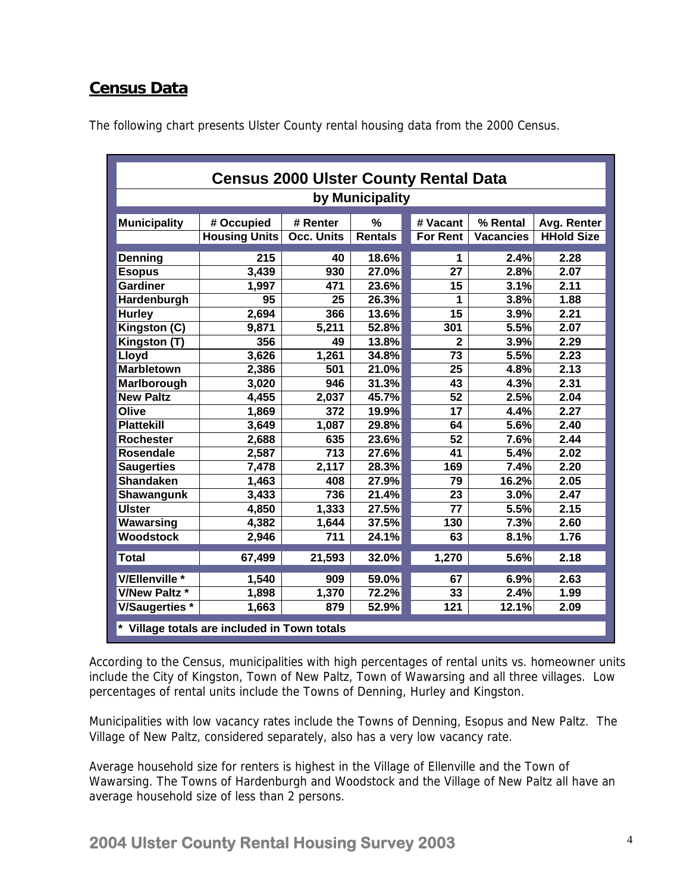## Census Data

The following chart presents Ulster County rental housing data from the 2000 Census.

**Census 2000 Ulster County Rental Data**

**by Municipality**

| Municipality | # Occupied Housing Units | # Renter Occ. Units | % Rentals | # Vacant For Rent | % Rental Vacancies | Avg. Renter HHold Size |
|---|---|---|---|---|---|---|
| Denning | 215 | 40 | 18.6% | 1 | 2.4% | 2.28 |
| Esopus | 3,439 | 930 | 27.0% | 27 | 2.8% | 2.07 |
| Gardiner | 1,997 | 471 | 23.6% | 15 | 3.1% | 2.11 |
| Hardenburgh | 95 | 25 | 26.3% | 1 | 3.8% | 1.88 |
| Hurley | 2,694 | 366 | 13.6% | 15 | 3.9% | 2.21 |
| Kingston (C) | 9,871 | 5,211 | 52.8% | 301 | 5.5% | 2.07 |
| Kingston (T) | 356 | 49 | 13.8% | 2 | 3.9% | 2.29 |
| Lloyd | 3,626 | 1,261 | 34.8% | 73 | 5.5% | 2.23 |
| Marbletown | 2,386 | 501 | 21.0% | 25 | 4.8% | 2.13 |
| Marlborough | 3,020 | 946 | 31.3% | 43 | 4.3% | 2.31 |
| New Paltz | 4,455 | 2,037 | 45.7% | 52 | 2.5% | 2.04 |
| Olive | 1,869 | 372 | 19.9% | 17 | 4.4% | 2.27 |
| Plattekill | 3,649 | 1,087 | 29.8% | 64 | 5.6% | 2.40 |
| Rochester | 2,688 | 635 | 23.6% | 52 | 7.6% | 2.44 |
| Rosendale | 2,587 | 713 | 27.6% | 41 | 5.4% | 2.02 |
| Saugerties | 7,478 | 2,117 | 28.3% | 169 | 7.4% | 2.20 |
| Shandaken | 1,463 | 408 | 27.9% | 79 | 16.2% | 2.05 |
| Shawangunk | 3,433 | 736 | 21.4% | 23 | 3.0% | 2.47 |
| Ulster | 4,850 | 1,333 | 27.5% | 77 | 5.5% | 2.15 |
| Wawarsing | 4,382 | 1,644 | 37.5% | 130 | 7.3% | 2.60 |
| Woodstock | 2,946 | 711 | 24.1% | 63 | 8.1% | 1.76 |
| **Total** | **67,499** | **21,593** | **32.0%** | **1,270** | **5.6%** | **2.18** |
| V/Ellenville * | 1,540 | 909 | 59.0% | 67 | 6.9% | 2.63 |
| V/New Paltz * | 1,898 | 1,370 | 72.2% | 33 | 2.4% | 1.99 |
| V/Saugerties * | 1,663 | 879 | 52.9% | 121 | 12.1% | 2.09 |

\* Village totals are included in Town totals

According to the Census, municipalities with high percentages of rental units vs. homeowner units include the City of Kingston, Town of New Paltz, Town of Wawarsing and all three villages. Low percentages of rental units include the Towns of Denning, Hurley and Kingston.

Municipalities with low vacancy rates include the Towns of Denning, Esopus and New Paltz. The Village of New Paltz, considered separately, also has a very low vacancy rate.

Average household size for renters is highest in the Village of Ellenville and the Town of Wawarsing. The Towns of Hardenburgh and Woodstock and the Village of New Paltz all have an average household size of less than 2 persons.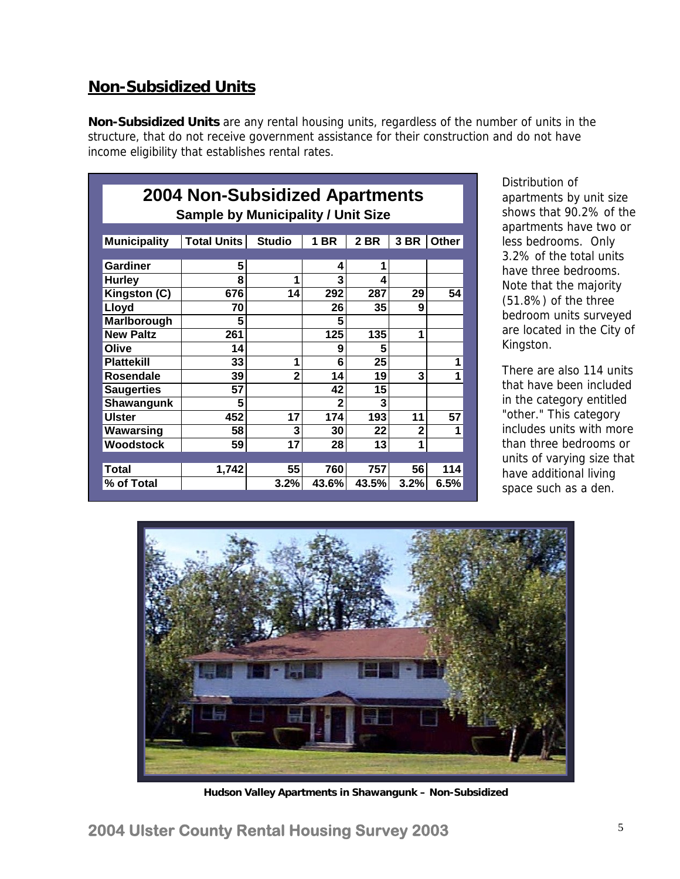## Non-Subsidized Units

**Non-Subsidized Units** are any rental housing units, regardless of the number of units in the structure, that do not receive government assistance for their construction and do not have income eligibility that establishes rental rates.

**2004 Non-Subsidized Apartments**
**Sample by Municipality / Unit Size**

| Municipality | Total Units | Studio | 1 BR | 2 BR | 3 BR | Other |
|---|---|---|---|---|---|---|
| Gardiner | 5 | | 4 | 1 | | |
| Hurley | 8 | 1 | 3 | 4 | | |
| Kingston (C) | 676 | 14 | 292 | 287 | 29 | 54 |
| Lloyd | 70 | | 26 | 35 | 9 | |
| Marlborough | 5 | | 5 | | | |
| New Paltz | 261 | | 125 | 135 | 1 | |
| Olive | 14 | | 9 | 5 | | |
| Plattekill | 33 | 1 | 6 | 25 | | 1 |
| Rosendale | 39 | 2 | 14 | 19 | 3 | 1 |
| Saugerties | 57 | | 42 | 15 | | |
| Shawangunk | 5 | | 2 | 3 | | |
| Ulster | 452 | 17 | 174 | 193 | 11 | 57 |
| Wawarsing | 58 | 3 | 30 | 22 | 2 | 1 |
| Woodstock | 59 | 17 | 28 | 13 | 1 | |
| Total | 1,742 | 55 | 760 | 757 | 56 | 114 |
| % of Total | | 3.2% | 43.6% | 43.5% | 3.2% | 6.5% |

Distribution of apartments by unit size shows that 90.2% of the apartments have two or less bedrooms. Only 3.2% of the total units have three bedrooms. Note that the majority (51.8%) of the three bedroom units surveyed are located in the City of Kingston.

There are also 114 units that have been included in the category entitled "other." This category includes units with more than three bedrooms or units of varying size that have additional living space such as a den.

**Hudson Valley Apartments in Shawangunk – Non-Subsidized**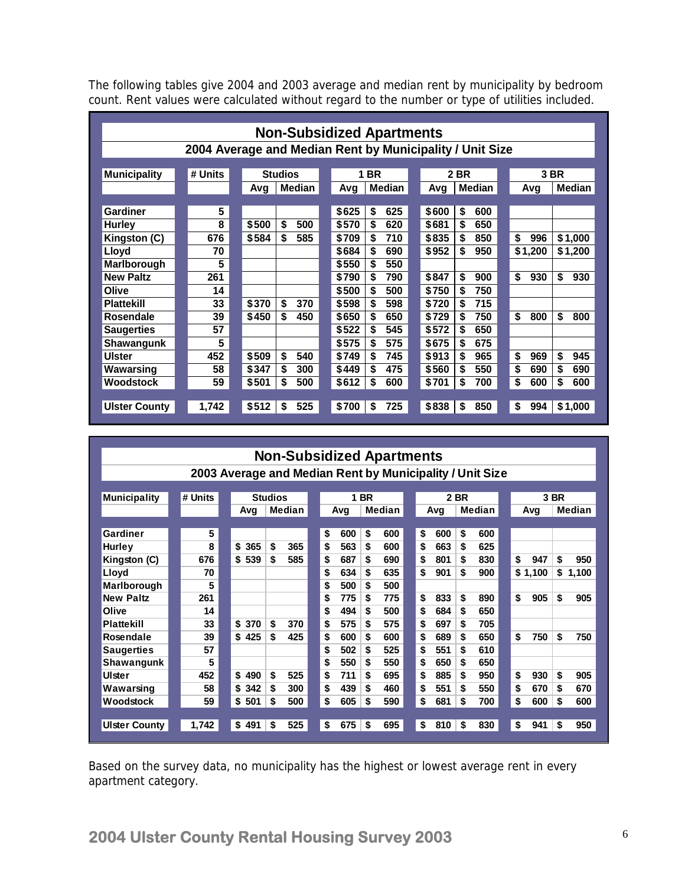The following tables give 2004 and 2003 average and median rent by municipality by bedroom count. Rent values were calculated without regard to the number or type of utilities included.

**Non-Subsidized Apartments**

**2004 Average and Median Rent by Municipality / Unit Size**

| Municipality | # Units | Studios | | 1 BR | | 2 BR | | 3 BR | |
|---|---|---|---|---|---|---|---|---|---|
| | | Avg | Median | Avg | Median | Avg | Median | Avg | Median |
| Gardiner | 5 | | | $625 | $ 625 | $600 | $ 600 | | |
| Hurley | 8 | $500 | $ 500 | $570 | $ 620 | $681 | $ 650 | | |
| Kingston (C) | 676 | $584 | $ 585 | $709 | $ 710 | $835 | $ 850 | $ 996 | $1,000 |
| Lloyd | 70 | | | $684 | $ 690 | $952 | $ 950 | $1,200 | $1,200 |
| Marlborough | 5 | | | $550 | $ 550 | | | | |
| New Paltz | 261 | | | $790 | $ 790 | $847 | $ 900 | $ 930 | $ 930 |
| Olive | 14 | | | $500 | $ 500 | $750 | $ 750 | | |
| Plattekill | 33 | $370 | $ 370 | $598 | $ 598 | $720 | $ 715 | | |
| Rosendale | 39 | $450 | $ 450 | $650 | $ 650 | $729 | $ 750 | $ 800 | $ 800 |
| Saugerties | 57 | | | $522 | $ 545 | $572 | $ 650 | | |
| Shawangunk | 5 | | | $575 | $ 575 | $675 | $ 675 | | |
| Ulster | 452 | $509 | $ 540 | $749 | $ 745 | $913 | $ 965 | $ 969 | $ 945 |
| Wawarsing | 58 | $347 | $ 300 | $449 | $ 475 | $560 | $ 550 | $ 690 | $ 690 |
| Woodstock | 59 | $501 | $ 500 | $612 | $ 600 | $701 | $ 700 | $ 600 | $ 600 |
| Ulster County | 1,742 | $512 | $ 525 | $700 | $ 725 | $838 | $ 850 | $ 994 | $1,000 |

**Non-Subsidized Apartments**

**2003 Average and Median Rent by Municipality / Unit Size**

| Municipality | # Units | Studios | | 1 BR | | 2 BR | | 3 BR | |
|---|---|---|---|---|---|---|---|---|---|
| | | Avg | Median | Avg | Median | Avg | Median | Avg | Median |
| Gardiner | 5 | | | $ 600 | $ 600 | $ 600 | $ 600 | | |
| Hurley | 8 | $ 365 | $ 365 | $ 563 | $ 600 | $ 663 | $ 625 | | |
| Kingston (C) | 676 | $ 539 | $ 585 | $ 687 | $ 690 | $ 801 | $ 830 | $ 947 | $ 950 |
| Lloyd | 70 | | | $ 634 | $ 635 | $ 901 | $ 900 | $ 1,100 | $ 1,100 |
| Marlborough | 5 | | | $ 500 | $ 500 | | | | |
| New Paltz | 261 | | | $ 775 | $ 775 | $ 833 | $ 890 | $ 905 | $ 905 |
| Olive | 14 | | | $ 494 | $ 500 | $ 684 | $ 650 | | |
| Plattekill | 33 | $ 370 | $ 370 | $ 575 | $ 575 | $ 697 | $ 705 | | |
| Rosendale | 39 | $ 425 | $ 425 | $ 600 | $ 600 | $ 689 | $ 650 | $ 750 | $ 750 |
| Saugerties | 57 | | | $ 502 | $ 525 | $ 551 | $ 610 | | |
| Shawangunk | 5 | | | $ 550 | $ 550 | $ 650 | $ 650 | | |
| Ulster | 452 | $ 490 | $ 525 | $ 711 | $ 695 | $ 885 | $ 950 | $ 930 | $ 905 |
| Wawarsing | 58 | $ 342 | $ 300 | $ 439 | $ 460 | $ 551 | $ 550 | $ 670 | $ 670 |
| Woodstock | 59 | $ 501 | $ 500 | $ 605 | $ 590 | $ 681 | $ 700 | $ 600 | $ 600 |
| Ulster County | 1,742 | $ 491 | $ 525 | $ 675 | $ 695 | $ 810 | $ 830 | $ 941 | $ 950 |

Based on the survey data, no municipality has the highest or lowest average rent in every apartment category.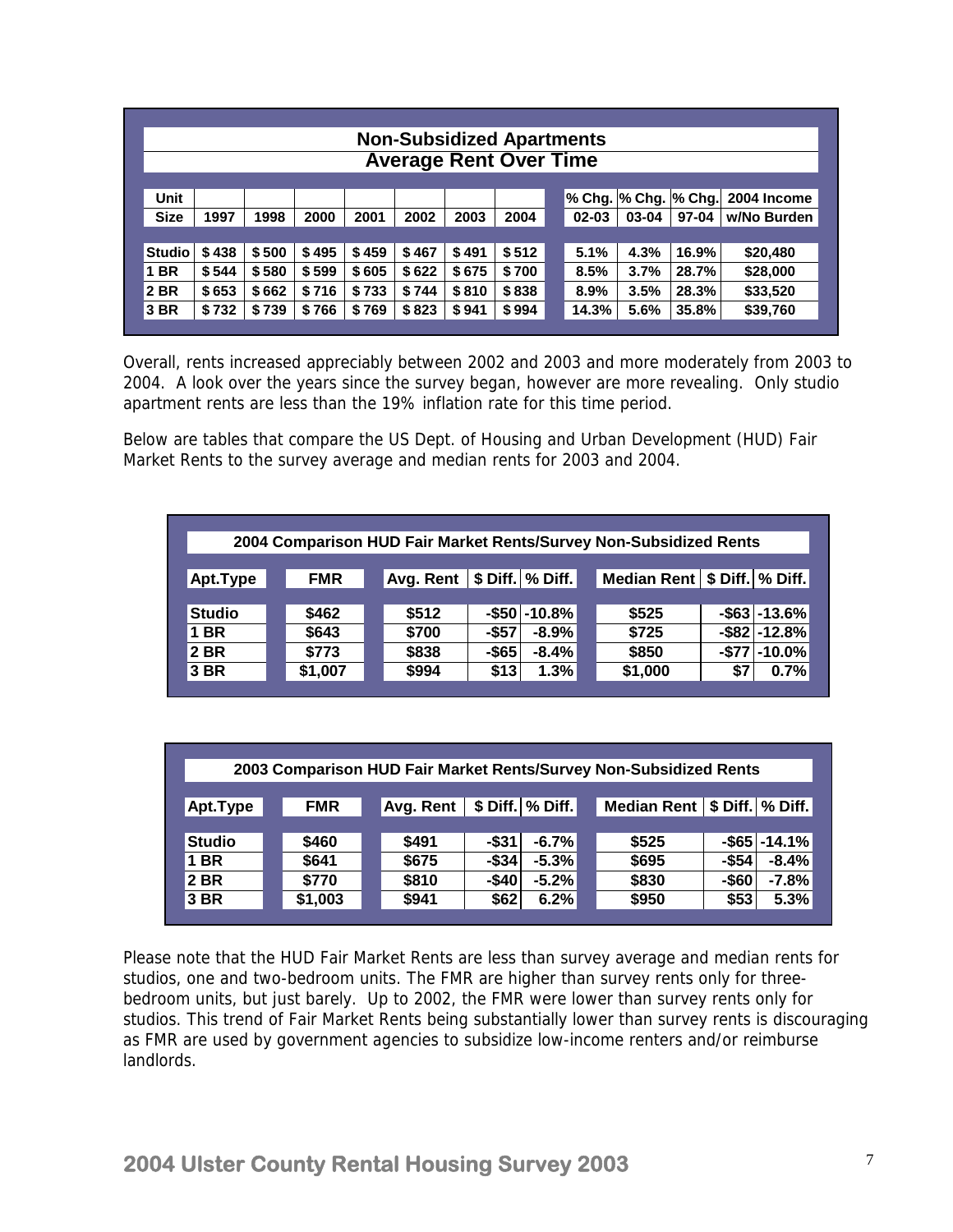**Non-Subsidized Apartments**
**Average Rent Over Time**

| Unit Size | 1997 | 1998 | 2000 | 2001 | 2002 | 2003 | 2004 | % Chg. 02-03 | % Chg. 03-04 | % Chg. 97-04 | 2004 Income w/No Burden |
|---|---|---|---|---|---|---|---|---|---|---|---|
| Studio | $ 438 | $ 500 | $ 495 | $ 459 | $ 467 | $ 491 | $ 512 | 5.1% | 4.3% | 16.9% | $20,480 |
| 1 BR | $ 544 | $ 580 | $ 599 | $ 605 | $ 622 | $ 675 | $ 700 | 8.5% | 3.7% | 28.7% | $28,000 |
| 2 BR | $ 653 | $ 662 | $ 716 | $ 733 | $ 744 | $ 810 | $ 838 | 8.9% | 3.5% | 28.3% | $33,520 |
| 3 BR | $ 732 | $ 739 | $ 766 | $ 769 | $ 823 | $ 941 | $ 994 | 14.3% | 5.6% | 35.8% | $39,760 |

Overall, rents increased appreciably between 2002 and 2003 and more moderately from 2003 to 2004. A look over the years since the survey began, however are more revealing. Only studio apartment rents are less than the 19% inflation rate for this time period.

Below are tables that compare the US Dept. of Housing and Urban Development (HUD) Fair Market Rents to the survey average and median rents for 2003 and 2004.

**2004 Comparison HUD Fair Market Rents/Survey Non-Subsidized Rents**

| Apt.Type | FMR | Avg. Rent | $ Diff. | % Diff. | Median Rent | $ Diff. | % Diff. |
|---|---|---|---|---|---|---|---|
| Studio | $462 | $512 | -$50 | -10.8% | $525 | -$63 | -13.6% |
| 1 BR | $643 | $700 | -$57 | -8.9% | $725 | -$82 | -12.8% |
| 2 BR | $773 | $838 | -$65 | -8.4% | $850 | -$77 | -10.0% |
| 3 BR | $1,007 | $994 | $13 | 1.3% | $1,000 | $7 | 0.7% |

**2003 Comparison HUD Fair Market Rents/Survey Non-Subsidized Rents**

| Apt.Type | FMR | Avg. Rent | $ Diff. | % Diff. | Median Rent | $ Diff. | % Diff. |
|---|---|---|---|---|---|---|---|
| Studio | $460 | $491 | -$31 | -6.7% | $525 | -$65 | -14.1% |
| 1 BR | $641 | $675 | -$34 | -5.3% | $695 | -$54 | -8.4% |
| 2 BR | $770 | $810 | -$40 | -5.2% | $830 | -$60 | -7.8% |
| 3 BR | $1,003 | $941 | $62 | 6.2% | $950 | $53 | 5.3% |

Please note that the HUD Fair Market Rents are less than survey average and median rents for studios, one and two-bedroom units. The FMR are higher than survey rents only for three-bedroom units, but just barely. Up to 2002, the FMR were lower than survey rents only for studios. This trend of Fair Market Rents being substantially lower than survey rents is discouraging as FMR are used by government agencies to subsidize low-income renters and/or reimburse landlords.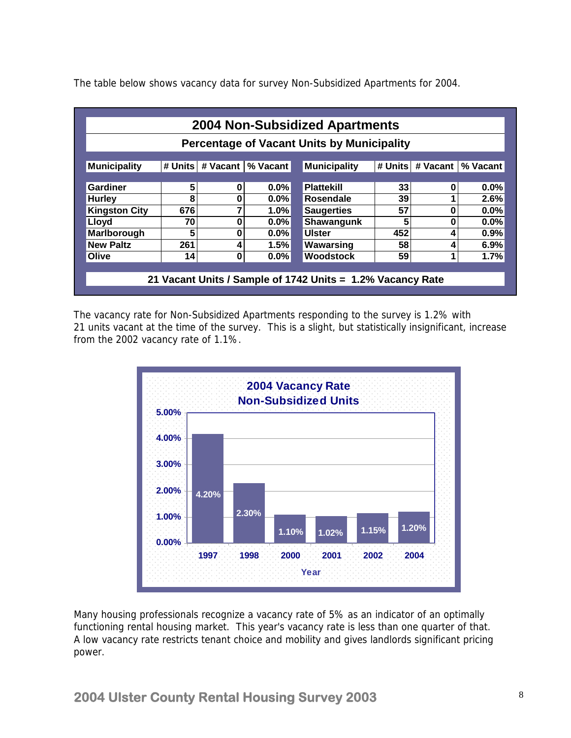The table below shows vacancy data for survey Non-Subsidized Apartments for 2004.

**2004 Non-Subsidized Apartments**

**Percentage of Vacant Units by Municipality**

| Municipality | # Units | # Vacant | % Vacant | Municipality | # Units | # Vacant | % Vacant |
|---|---|---|---|---|---|---|---|
| Gardiner | 5 | 0 | 0.0% | Plattekill | 33 | 0 | 0.0% |
| Hurley | 8 | 0 | 0.0% | Rosendale | 39 | 1 | 2.6% |
| Kingston City | 676 | 7 | 1.0% | Saugerties | 57 | 0 | 0.0% |
| Lloyd | 70 | 0 | 0.0% | Shawangunk | 5 | 0 | 0.0% |
| Marlborough | 5 | 0 | 0.0% | Ulster | 452 | 4 | 0.9% |
| New Paltz | 261 | 4 | 1.5% | Wawarsing | 58 | 4 | 6.9% |
| Olive | 14 | 0 | 0.0% | Woodstock | 59 | 1 | 1.7% |

**21 Vacant Units / Sample of 1742 Units = 1.2% Vacancy Rate**

The vacancy rate for Non-Subsidized Apartments responding to the survey is 1.2% with 21 units vacant at the time of the survey. This is a slight, but statistically insignificant, increase from the 2002 vacancy rate of 1.1%.

**2004 Vacancy Rate Non-Subsidized Units**

| Year | Vacancy Rate |
|---|---|
| 1997 | 4.20% |
| 1998 | 2.30% |
| 2000 | 1.10% |
| 2001 | 1.02% |
| 2002 | 1.15% |
| 2004 | 1.20% |

Many housing professionals recognize a vacancy rate of 5% as an indicator of an optimally functioning rental housing market. This year's vacancy rate is less than one quarter of that. A low vacancy rate restricts tenant choice and mobility and gives landlords significant pricing power.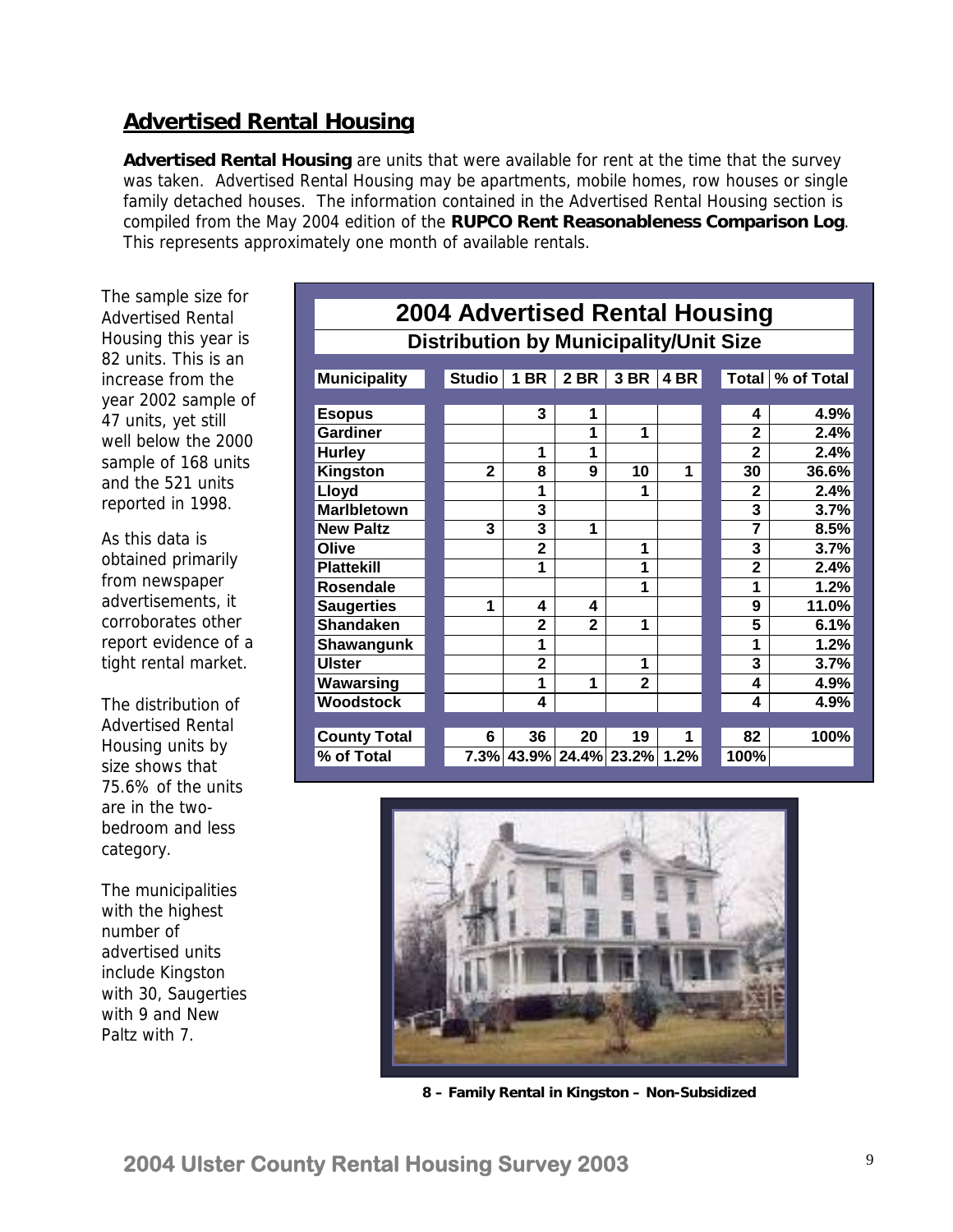## Advertised Rental Housing

**Advertised Rental Housing** are units that were available for rent at the time that the survey was taken. Advertised Rental Housing may be apartments, mobile homes, row houses or single family detached houses. The information contained in the Advertised Rental Housing section is compiled from the May 2004 edition of the **RUPCO Rent Reasonableness Comparison Log**. This represents approximately one month of available rentals.

The sample size for Advertised Rental Housing this year is 82 units. This is an increase from the year 2002 sample of 47 units, yet still well below the 2000 sample of 168 units and the 521 units reported in 1998.

As this data is obtained primarily from newspaper advertisements, it corroborates other report evidence of a tight rental market.

The distribution of Advertised Rental Housing units by size shows that 75.6% of the units are in the two-bedroom and less category.

The municipalities with the highest number of advertised units include Kingston with 30, Saugerties with 9 and New Paltz with 7.

**2004 Advertised Rental Housing**

**Distribution by Municipality/Unit Size**

| Municipality | Studio | 1 BR | 2 BR | 3 BR | 4 BR | Total | % of Total |
|---|---|---|---|---|---|---|---|
| Esopus | | 3 | 1 | | | 4 | 4.9% |
| Gardiner | | | 1 | 1 | | 2 | 2.4% |
| Hurley | | 1 | 1 | | | 2 | 2.4% |
| Kingston | 2 | 8 | 9 | 10 | 1 | 30 | 36.6% |
| Lloyd | | 1 | | 1 | | 2 | 2.4% |
| Marlbletown | | 3 | | | | 3 | 3.7% |
| New Paltz | 3 | 3 | 1 | | | 7 | 8.5% |
| Olive | | 2 | | 1 | | 3 | 3.7% |
| Plattekill | | 1 | | 1 | | 2 | 2.4% |
| Rosendale | | | | 1 | | 1 | 1.2% |
| Saugerties | 1 | 4 | 4 | | | 9 | 11.0% |
| Shandaken | | 2 | 2 | 1 | | 5 | 6.1% |
| Shawangunk | | 1 | | | | 1 | 1.2% |
| Ulster | | 2 | | 1 | | 3 | 3.7% |
| Wawarsing | | 1 | 1 | 2 | | 4 | 4.9% |
| Woodstock | | 4 | | | | 4 | 4.9% |
| County Total | 6 | 36 | 20 | 19 | 1 | 82 | 100% |
| % of Total | 7.3% | 43.9% | 24.4% | 23.2% | 1.2% | 100% | |

8 – Family Rental in Kingston – Non-Subsidized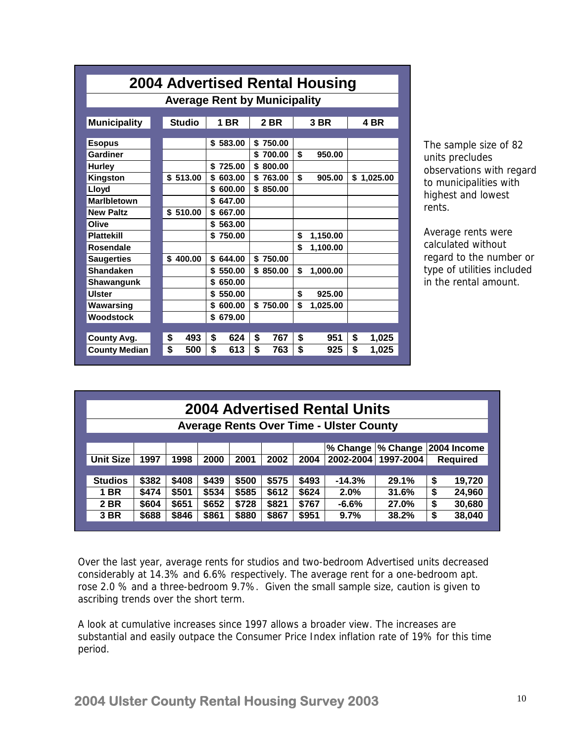## 2004 Advertised Rental Housing

### Average Rent by Municipality

| Municipality | Studio | 1 BR | 2 BR | 3 BR | 4 BR |
|---|---|---|---|---|---|
| Esopus | | $ 583.00 | $ 750.00 | | |
| Gardiner | | | $ 700.00 | $ 950.00 | |
| Hurley | | $ 725.00 | $ 800.00 | | |
| Kingston | $ 513.00 | $ 603.00 | $ 763.00 | $ 905.00 | $ 1,025.00 |
| Lloyd | | $ 600.00 | $ 850.00 | | |
| Marlbletown | | $ 647.00 | | | |
| New Paltz | $ 510.00 | $ 667.00 | | | |
| Olive | | $ 563.00 | | | |
| Plattekill | | $ 750.00 | | $ 1,150.00 | |
| Rosendale | | | | $ 1,100.00 | |
| Saugerties | $ 400.00 | $ 644.00 | $ 750.00 | | |
| Shandaken | | $ 550.00 | $ 850.00 | $ 1,000.00 | |
| Shawangunk | | $ 650.00 | | | |
| Ulster | | $ 550.00 | | $ 925.00 | |
| Wawarsing | | $ 600.00 | $ 750.00 | $ 1,025.00 | |
| Woodstock | | $ 679.00 | | | |
| County Avg. | $ 493 | $ 624 | $ 767 | $ 951 | $ 1,025 |
| County Median | $ 500 | $ 613 | $ 763 | $ 925 | $ 1,025 |

The sample size of 82 units precludes observations with regard to municipalities with highest and lowest rents.

Average rents were calculated without regard to the number or type of utilities included in the rental amount.

## 2004 Advertised Rental Units

### Average Rents Over Time - Ulster County

| Unit Size | 1997 | 1998 | 2000 | 2001 | 2002 | 2004 | % Change 2002-2004 | % Change 1997-2004 | 2004 Income Required |
|---|---|---|---|---|---|---|---|---|---|
| Studios | $382 | $408 | $439 | $500 | $575 | $493 | -14.3% | 29.1% | $ 19,720 |
| 1 BR | $474 | $501 | $534 | $585 | $612 | $624 | 2.0% | 31.6% | $ 24,960 |
| 2 BR | $604 | $651 | $652 | $728 | $821 | $767 | -6.6% | 27.0% | $ 30,680 |
| 3 BR | $688 | $846 | $861 | $880 | $867 | $951 | 9.7% | 38.2% | $ 38,040 |

Over the last year, average rents for studios and two-bedroom Advertised units decreased considerably at 14.3% and 6.6% respectively. The average rent for a one-bedroom apt. rose 2.0 % and a three-bedroom 9.7%. Given the small sample size, caution is given to ascribing trends over the short term.

A look at cumulative increases since 1997 allows a broader view. The increases are substantial and easily outpace the Consumer Price Index inflation rate of 19% for this time period.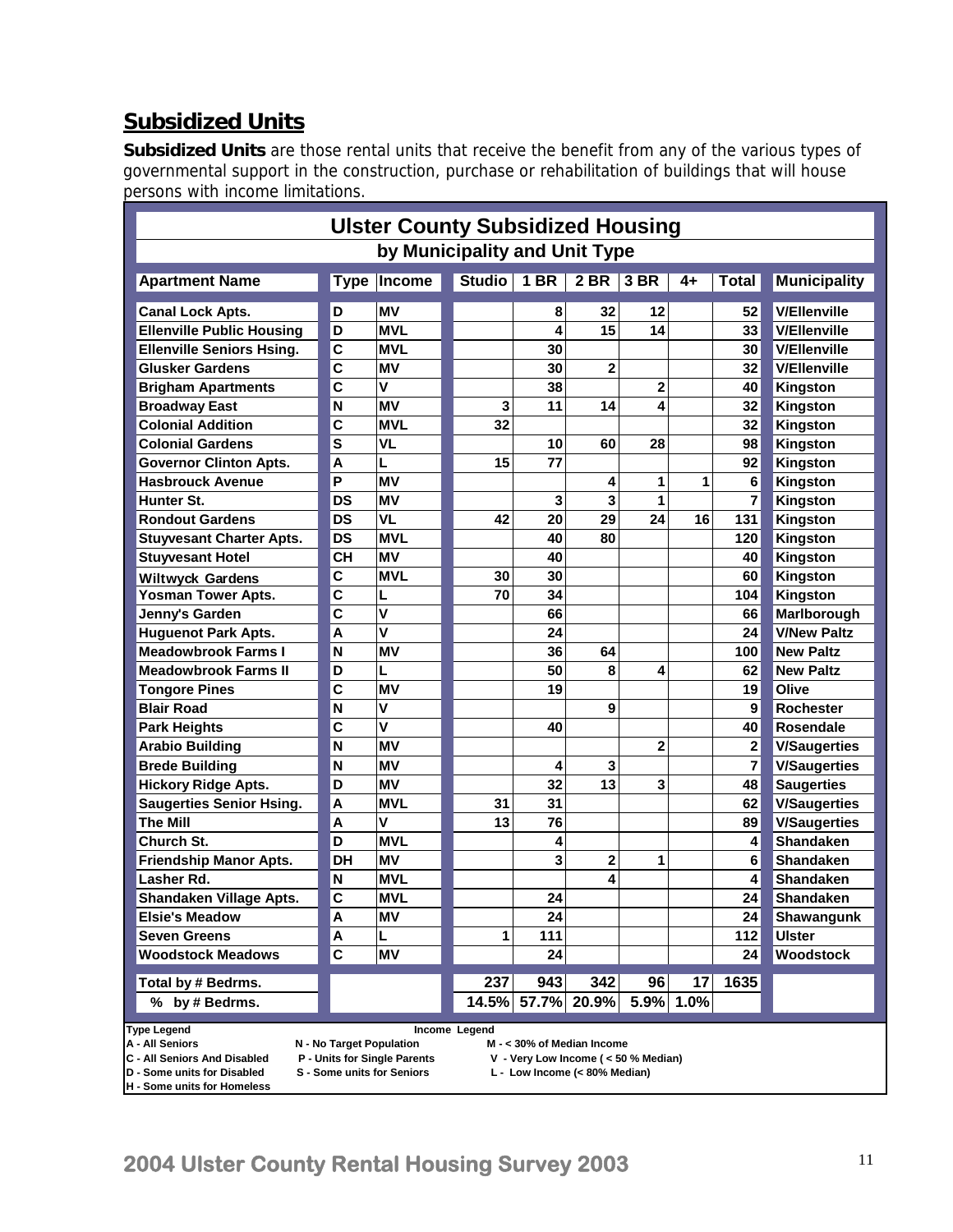## Subsidized Units

**Subsidized Units** are those rental units that receive the benefit from any of the various types of governmental support in the construction, purchase or rehabilitation of buildings that will house persons with income limitations.

### Ulster County Subsidized Housing

#### by Municipality and Unit Type

| Apartment Name | Type | Income | Studio | 1 BR | 2 BR | 3 BR | 4+ | Total | Municipality |
|---|---|---|---|---|---|---|---|---|---|
| Canal Lock Apts. | D | MV | | 8 | 32 | 12 | | 52 | V/Ellenville |
| Ellenville Public Housing | D | MVL | | 4 | 15 | 14 | | 33 | V/Ellenville |
| Ellenville Seniors Hsing. | C | MVL | | 30 | | | | 30 | V/Ellenville |
| Glusker Gardens | C | MV | | 30 | 2 | | | 32 | V/Ellenville |
| Brigham Apartments | C | V | | 38 | | 2 | | 40 | Kingston |
| Broadway East | N | MV | 3 | 11 | 14 | 4 | | 32 | Kingston |
| Colonial Addition | C | MVL | 32 | | | | | 32 | Kingston |
| Colonial Gardens | S | VL | | 10 | 60 | 28 | | 98 | Kingston |
| Governor Clinton Apts. | A | L | 15 | 77 | | | | 92 | Kingston |
| Hasbrouck Avenue | P | MV | | | 4 | 1 | 1 | 6 | Kingston |
| Hunter St. | DS | MV | | 3 | 3 | 1 | | 7 | Kingston |
| Rondout Gardens | DS | VL | 42 | 20 | 29 | 24 | 16 | 131 | Kingston |
| Stuyvesant Charter Apts. | DS | MVL | | 40 | 80 | | | 120 | Kingston |
| Stuyvesant Hotel | CH | MV | | 40 | | | | 40 | Kingston |
| Wiltwyck Gardens | C | MVL | 30 | 30 | | | | 60 | Kingston |
| Yosman Tower Apts. | C | L | 70 | 34 | | | | 104 | Kingston |
| Jenny's Garden | C | V | | 66 | | | | 66 | Marlborough |
| Huguenot Park Apts. | A | V | | 24 | | | | 24 | V/New Paltz |
| Meadowbrook Farms I | N | MV | | 36 | 64 | | | 100 | New Paltz |
| Meadowbrook Farms II | D | L | | 50 | 8 | 4 | | 62 | New Paltz |
| Tongore Pines | C | MV | | 19 | | | | 19 | Olive |
| Blair Road | N | V | | | 9 | | | 9 | Rochester |
| Park Heights | C | V | | 40 | | | | 40 | Rosendale |
| Arabio Building | N | MV | | | | 2 | | 2 | V/Saugerties |
| Brede Building | N | MV | | 4 | 3 | | | 7 | V/Saugerties |
| Hickory Ridge Apts. | D | MV | | 32 | 13 | 3 | | 48 | Saugerties |
| Saugerties Senior Hsing. | A | MVL | 31 | 31 | | | | 62 | V/Saugerties |
| The Mill | A | V | 13 | 76 | | | | 89 | V/Saugerties |
| Church St. | D | MVL | | 4 | | | | 4 | Shandaken |
| Friendship Manor Apts. | DH | MV | | 3 | 2 | 1 | | 6 | Shandaken |
| Lasher Rd. | N | MVL | | | 4 | | | 4 | Shandaken |
| Shandaken Village Apts. | C | MVL | | 24 | | | | 24 | Shandaken |
| Elsie's Meadow | A | MV | | 24 | | | | 24 | Shawangunk |
| Seven Greens | A | L | 1 | 111 | | | | 112 | Ulster |
| Woodstock Meadows | C | MV | | 24 | | | | 24 | Woodstock |
| Total by # Bedrms. | | | 237 | 943 | 342 | 96 | 17 | 1635 | |
| % by # Bedrms. | | | 14.5% | 57.7% | 20.9% | 5.9% | 1.0% | | |

**Type Legend**
- A - All Seniors
- C - All Seniors And Disabled
- D - Some units for Disabled
- H - Some units for Homeless
- N - No Target Population
- P - Units for Single Parents
- S - Some units for Seniors

**Income Legend**
- M - < 30% of Median Income
- V - Very Low Income ( < 50 % Median)
- L - Low Income (< 80% Median)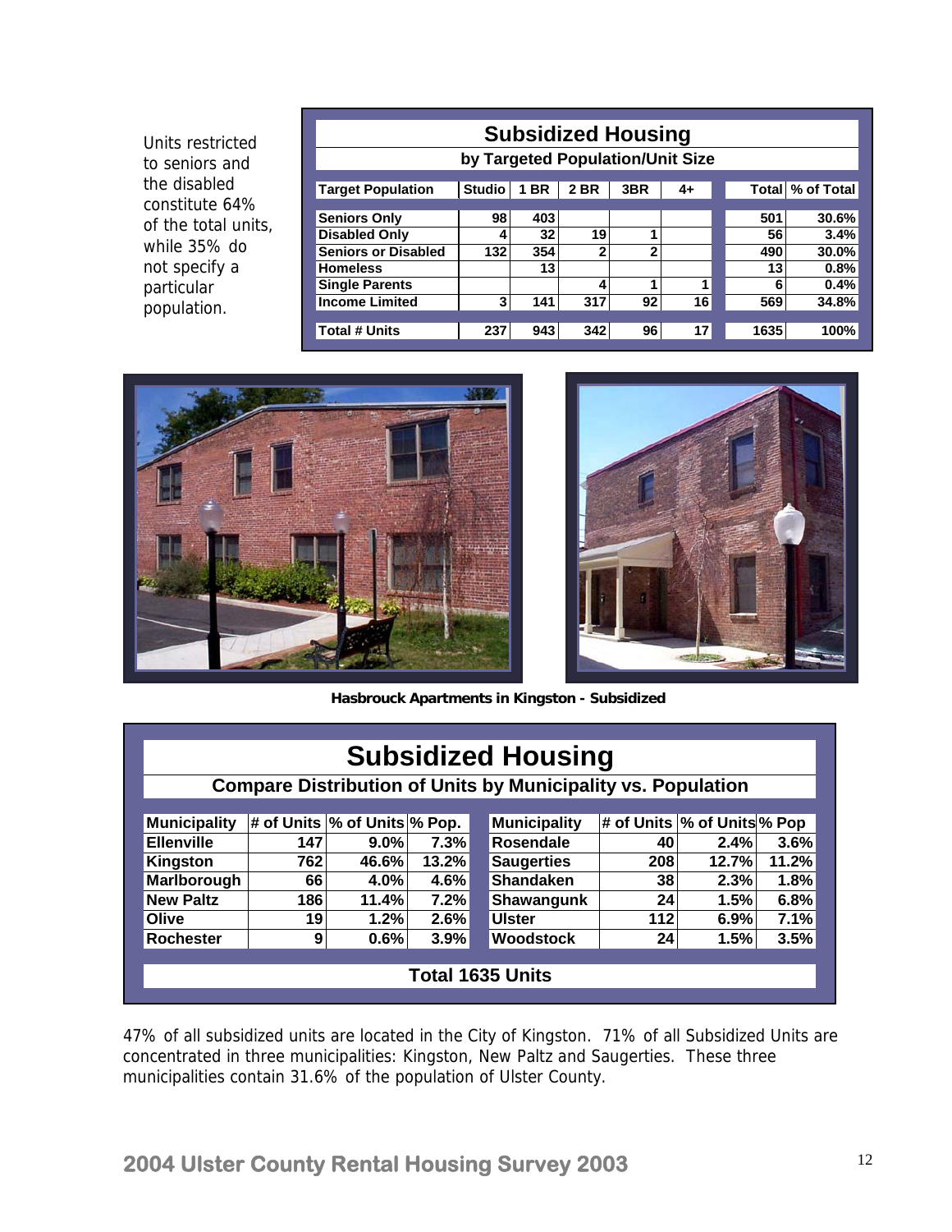Units restricted to seniors and the disabled constitute 64% of the total units, while 35% do not specify a particular population.

## Subsidized Housing

### by Targeted Population/Unit Size

| Target Population | Studio | 1 BR | 2 BR | 3BR | 4+ | Total | % of Total |
|---|---|---|---|---|---|---|---|
| Seniors Only | 98 | 403 | | | | 501 | 30.6% |
| Disabled Only | 4 | 32 | 19 | 1 | | 56 | 3.4% |
| Seniors or Disabled | 132 | 354 | 2 | 2 | | 490 | 30.0% |
| Homeless | | 13 | | | | 13 | 0.8% |
| Single Parents | | | 4 | 1 | 1 | 6 | 0.4% |
| Income Limited | 3 | 141 | 317 | 92 | 16 | 569 | 34.8% |
| Total # Units | 237 | 943 | 342 | 96 | 17 | 1635 | 100% |

**Hasbrouck Apartments in Kingston - Subsidized**

## Subsidized Housing

### Compare Distribution of Units by Municipality vs. Population

| Municipality | # of Units | % of Units | % Pop. | Municipality | # of Units | % of Units | % Pop |
|---|---|---|---|---|---|---|---|
| Ellenville | 147 | 9.0% | 7.3% | Rosendale | 40 | 2.4% | 3.6% |
| Kingston | 762 | 46.6% | 13.2% | Saugerties | 208 | 12.7% | 11.2% |
| Marlborough | 66 | 4.0% | 4.6% | Shandaken | 38 | 2.3% | 1.8% |
| New Paltz | 186 | 11.4% | 7.2% | Shawangunk | 24 | 1.5% | 6.8% |
| Olive | 19 | 1.2% | 2.6% | Ulster | 112 | 6.9% | 7.1% |
| Rochester | 9 | 0.6% | 3.9% | Woodstock | 24 | 1.5% | 3.5% |

**Total 1635 Units**

47% of all subsidized units are located in the City of Kingston. 71% of all Subsidized Units are concentrated in three municipalities: Kingston, New Paltz and Saugerties. These three municipalities contain 31.6% of the population of Ulster County.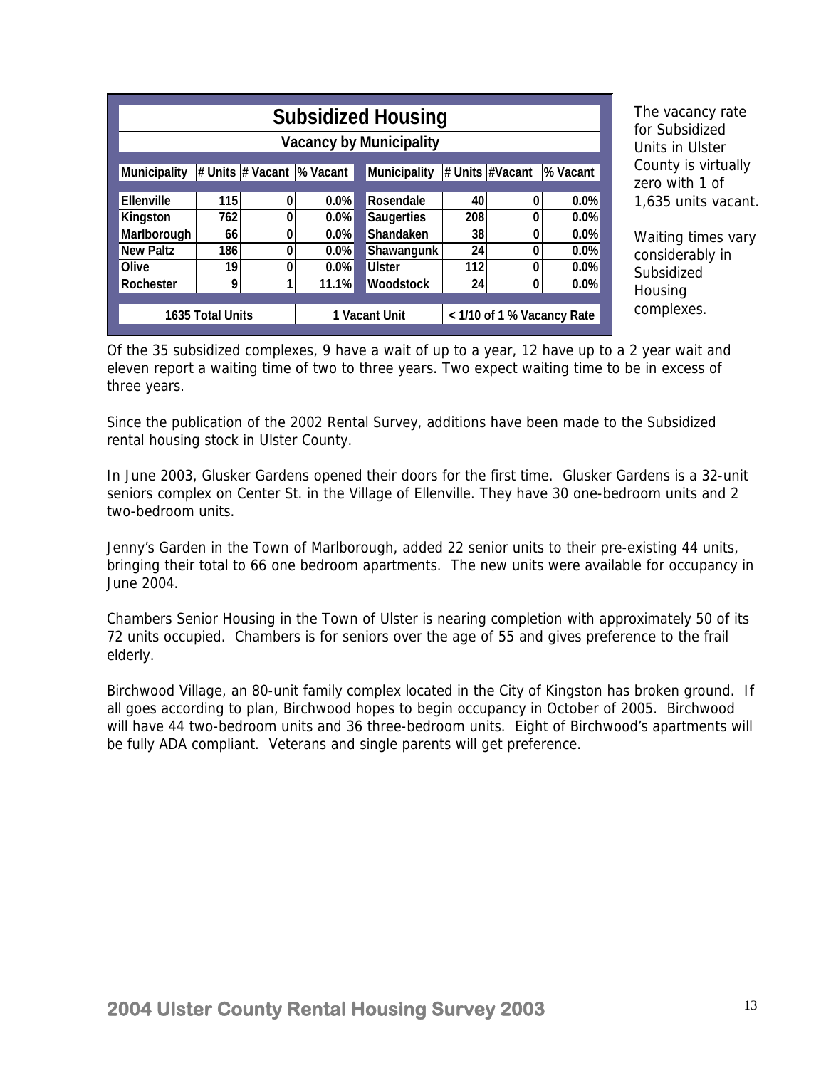## Subsidized Housing

### Vacancy by Municipality

| Municipality | # Units | # Vacant | % Vacant | Municipality | # Units | #Vacant | % Vacant |
|---|---|---|---|---|---|---|---|
| Ellenville | 115 | 0 | 0.0% | Rosendale | 40 | 0 | 0.0% |
| Kingston | 762 | 0 | 0.0% | Saugerties | 208 | 0 | 0.0% |
| Marlborough | 66 | 0 | 0.0% | Shandaken | 38 | 0 | 0.0% |
| New Paltz | 186 | 0 | 0.0% | Shawangunk | 24 | 0 | 0.0% |
| Olive | 19 | 0 | 0.0% | Ulster | 112 | 0 | 0.0% |
| Rochester | 9 | 1 | 11.1% | Woodstock | 24 | 0 | 0.0% |
| 1635 Total Units | | | 1 Vacant Unit | | < 1/10 of 1 % Vacancy Rate | | |

The vacancy rate for Subsidized Units in Ulster County is virtually zero with 1 of 1,635 units vacant.

Waiting times vary considerably in Subsidized Housing complexes.

Of the 35 subsidized complexes, 9 have a wait of up to a year, 12 have up to a 2 year wait and eleven report a waiting time of two to three years. Two expect waiting time to be in excess of three years.

Since the publication of the 2002 Rental Survey, additions have been made to the Subsidized rental housing stock in Ulster County.

In June 2003, Glusker Gardens opened their doors for the first time. Glusker Gardens is a 32-unit seniors complex on Center St. in the Village of Ellenville. They have 30 one-bedroom units and 2 two-bedroom units.

Jenny's Garden in the Town of Marlborough, added 22 senior units to their pre-existing 44 units, bringing their total to 66 one bedroom apartments. The new units were available for occupancy in June 2004.

Chambers Senior Housing in the Town of Ulster is nearing completion with approximately 50 of its 72 units occupied. Chambers is for seniors over the age of 55 and gives preference to the frail elderly.

Birchwood Village, an 80-unit family complex located in the City of Kingston has broken ground. If all goes according to plan, Birchwood hopes to begin occupancy in October of 2005. Birchwood will have 44 two-bedroom units and 36 three-bedroom units. Eight of Birchwood's apartments will be fully ADA compliant. Veterans and single parents will get preference.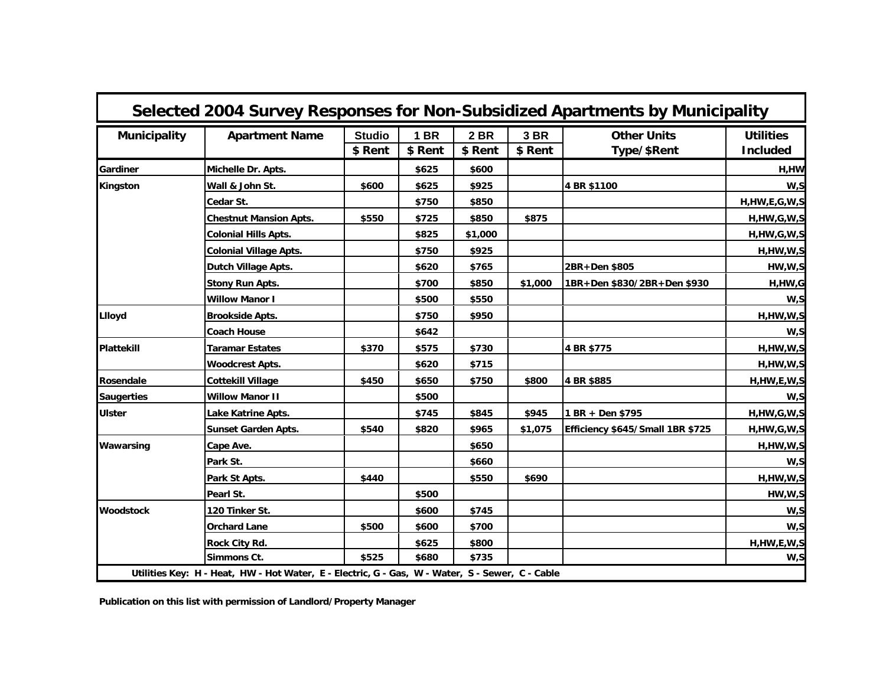# Selected 2004 Survey Responses for Non-Subsidized Apartments by Municipality

| Municipality | Apartment Name | Studio $ Rent | 1 BR $ Rent | 2 BR $ Rent | 3 BR $ Rent | Other Units Type/$Rent | Utilities Included |
|---|---|---|---|---|---|---|---|
| Gardiner | Michelle Dr. Apts. | | $625 | $600 | | | H,HW |
| Kingston | Wall & John St. | $600 | $625 | $925 | | 4 BR $1100 | W,S |
| | Cedar St. | | $750 | $850 | | | H,HW,E,G,W,S |
| | Chestnut Mansion Apts. | $550 | $725 | $850 | $875 | | H,HW,G,W,S |
| | Colonial Hills Apts. | | $825 | $1,000 | | | H,HW,G,W,S |
| | Colonial Village Apts. | | $750 | $925 | | | H,HW,W,S |
| | Dutch Village Apts. | | $620 | $765 | | 2BR+Den $805 | HW,W,S |
| | Stony Run Apts. | | $700 | $850 | $1,000 | 1BR+Den $830/2BR+Den $930 | H,HW,G |
| | Willow Manor I | | $500 | $550 | | | W,S |
| Llloyd | Brookside Apts. | | $750 | $950 | | | H,HW,W,S |
| | Coach House | | $642 | | | | W,S |
| Plattekill | Taramar Estates | $370 | $575 | $730 | | 4 BR $775 | H,HW,W,S |
| | Woodcrest Apts. | | $620 | $715 | | | H,HW,W,S |
| Rosendale | Cottekill Village | $450 | $650 | $750 | $800 | 4 BR $885 | H,HW,E,W,S |
| Saugerties | Willow Manor II | | $500 | | | | W,S |
| Ulster | Lake Katrine Apts. | | $745 | $845 | $945 | 1 BR + Den $795 | H,HW,G,W,S |
| | Sunset Garden Apts. | $540 | $820 | $965 | $1,075 | Efficiency $645/Small 1BR $725 | H,HW,G,W,S |
| Wawarsing | Cape Ave. | | | $650 | | | H,HW,W,S |
| | Park St. | | | $660 | | | W,S |
| | Park St Apts. | $440 | | $550 | $690 | | H,HW,W,S |
| | Pearl St. | | $500 | | | | HW,W,S |
| Woodstock | 120 Tinker St. | | $600 | $745 | | | W,S |
| | Orchard Lane | $500 | $600 | $700 | | | W,S |
| | Rock City Rd. | | $625 | $800 | | | H,HW,E,W,S |
| | Simmons Ct. | $525 | $680 | $735 | | | W,S |

Utilities Key: H - Heat, HW - Hot Water, E - Electric, G - Gas, W - Water, S - Sewer, C - Cable

**Publication on this list with permission of Landlord/Property Manager**